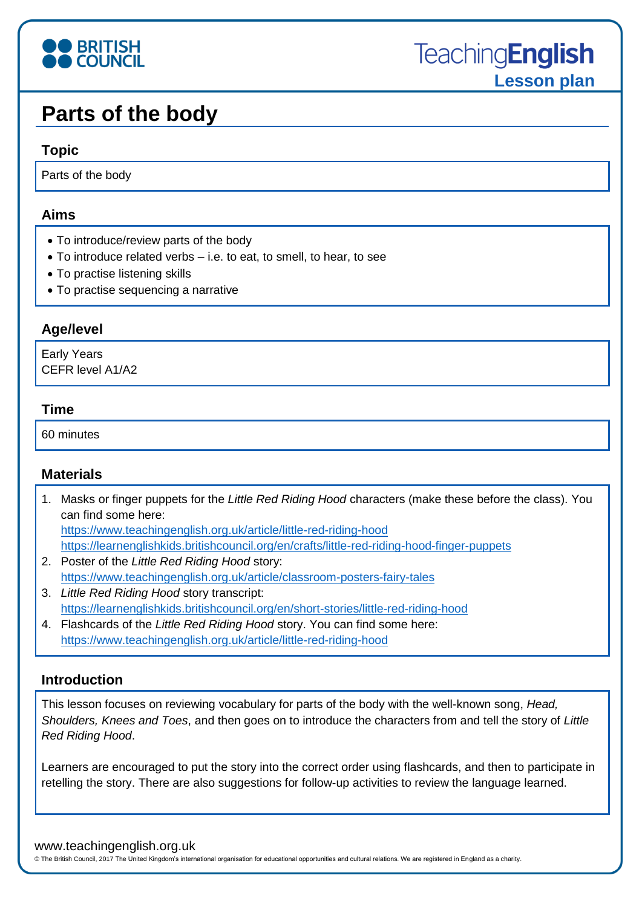# Parts of the body

## Topic

Parts of the body

## Aims

- To introduce/review parts of the body
- To introduce related verbs – i.e. to eat, to smell, to hear, to see
- To practise listening skills
- To practise sequencing a narrative

## Age/level

Early Years
CEFR level A1/A2

## Time

60 minutes

## Materials

1. Masks or finger puppets for the *Little Red Riding Hood* characters (make these before the class). You can find some here:
   https://www.teachingenglish.org.uk/article/little-red-riding-hood
   https://learnenglishkids.britishcouncil.org/en/crafts/little-red-riding-hood-finger-puppets
2. Poster of the *Little Red Riding Hood* story:
   https://www.teachingenglish.org.uk/article/classroom-posters-fairy-tales
3. *Little Red Riding Hood* story transcript:
   https://learnenglishkids.britishcouncil.org/en/short-stories/little-red-riding-hood
4. Flashcards of the *Little Red Riding Hood* story. You can find some here:
   https://www.teachingenglish.org.uk/article/little-red-riding-hood

## Introduction

This lesson focuses on reviewing vocabulary for parts of the body with the well-known song, *Head, Shoulders, Knees and Toes*, and then goes on to introduce the characters from and tell the story of *Little Red Riding Hood*.

Learners are encouraged to put the story into the correct order using flashcards, and then to participate in retelling the story. There are also suggestions for follow-up activities to review the language learned.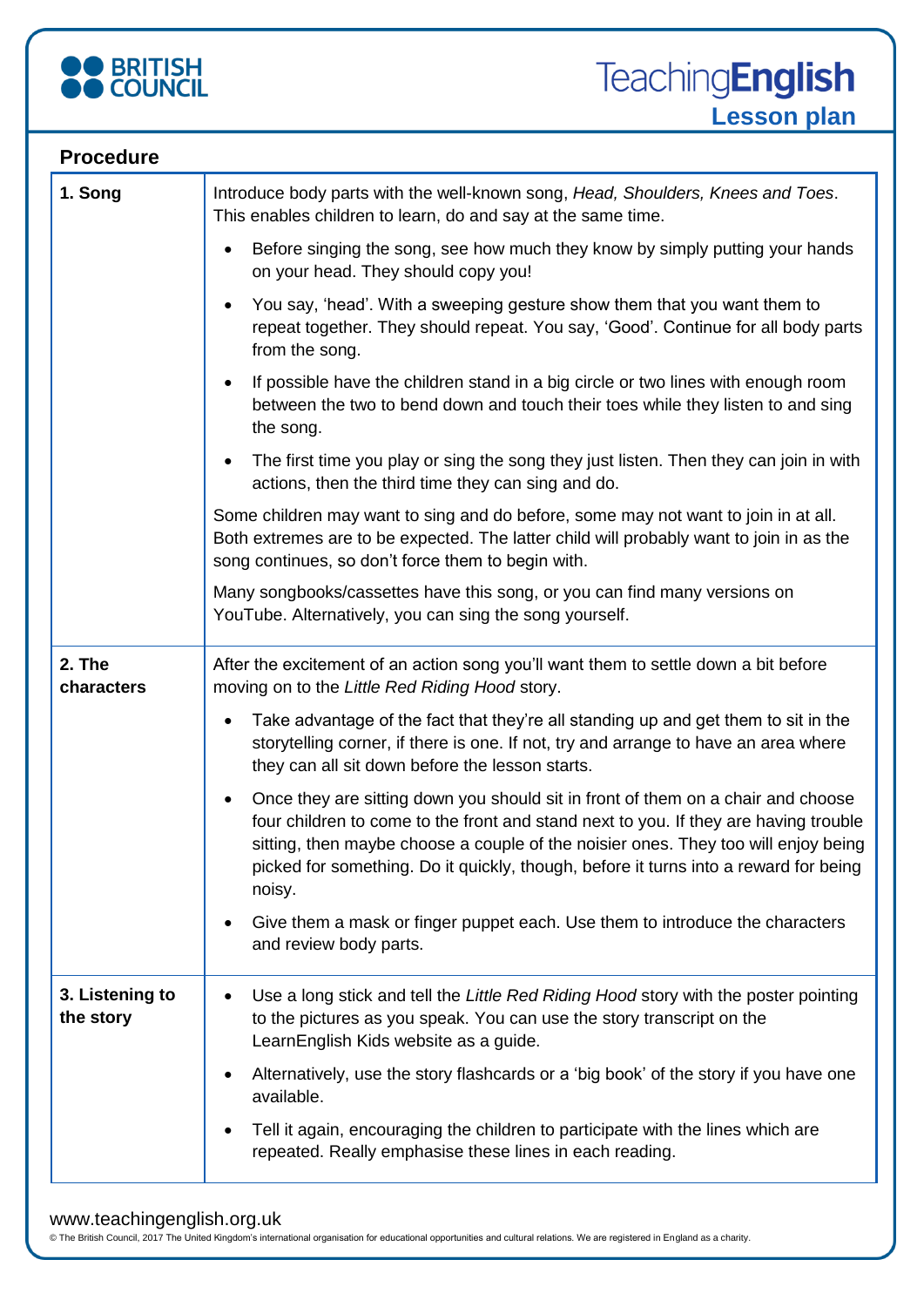## Procedure

| | |
|---|---|
| **1. Song** | Introduce body parts with the well-known song, *Head, Shoulders, Knees and Toes*. This enables children to learn, do and say at the same time.<br><br>• Before singing the song, see how much they know by simply putting your hands on your head. They should copy you!<br>• You say, 'head'. With a sweeping gesture show them that you want them to repeat together. They should repeat. You say, 'Good'. Continue for all body parts from the song.<br>• If possible have the children stand in a big circle or two lines with enough room between the two to bend down and touch their toes while they listen to and sing the song.<br>• The first time you play or sing the song they just listen. Then they can join in with actions, then the third time they can sing and do.<br><br>Some children may want to sing and do before, some may not want to join in at all. Both extremes are to be expected. The latter child will probably want to join in as the song continues, so don't force them to begin with.<br><br>Many songbooks/cassettes have this song, or you can find many versions on YouTube. Alternatively, you can sing the song yourself. |
| **2. The characters** | After the excitement of an action song you'll want them to settle down a bit before moving on to the *Little Red Riding Hood* story.<br><br>• Take advantage of the fact that they're all standing up and get them to sit in the storytelling corner, if there is one. If not, try and arrange to have an area where they can all sit down before the lesson starts.<br>• Once they are sitting down you should sit in front of them on a chair and choose four children to come to the front and stand next to you. If they are having trouble sitting, then maybe choose a couple of the noisier ones. They too will enjoy being picked for something. Do it quickly, though, before it turns into a reward for being noisy.<br>• Give them a mask or finger puppet each. Use them to introduce the characters and review body parts. |
| **3. Listening to the story** | • Use a long stick and tell the *Little Red Riding Hood* story with the poster pointing to the pictures as you speak. You can use the story transcript on the LearnEnglish Kids website as a guide.<br>• Alternatively, use the story flashcards or a 'big book' of the story if you have one available.<br>• Tell it again, encouraging the children to participate with the lines which are repeated. Really emphasise these lines in each reading. |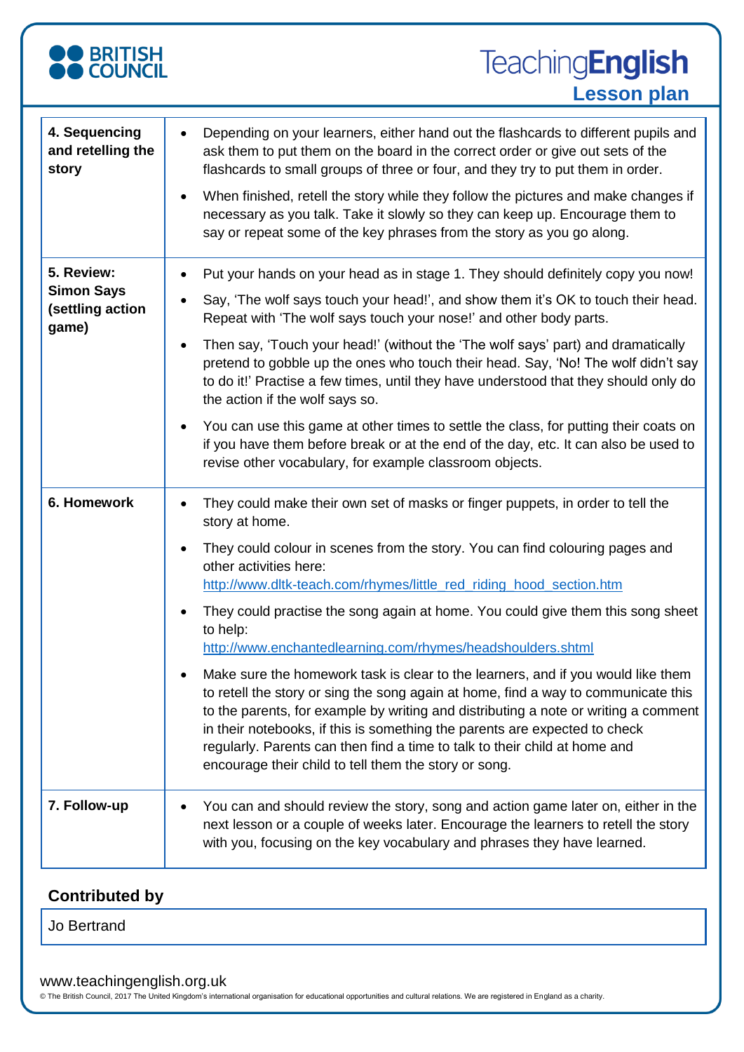| | |
|---|---|
| **4. Sequencing and retelling the story** | • Depending on your learners, either hand out the flashcards to different pupils and ask them to put them on the board in the correct order or give out sets of the flashcards to small groups of three or four, and they try to put them in order.<br>• When finished, retell the story while they follow the pictures and make changes if necessary as you talk. Take it slowly so they can keep up. Encourage them to say or repeat some of the key phrases from the story as you go along. |
| **5. Review: Simon Says (settling action game)** | • Put your hands on your head as in stage 1. They should definitely copy you now!<br>• Say, 'The wolf says touch your head!', and show them it's OK to touch their head. Repeat with 'The wolf says touch your nose!' and other body parts.<br>• Then say, 'Touch your head!' (without the 'The wolf says' part) and dramatically pretend to gobble up the ones who touch their head. Say, 'No! The wolf didn't say to do it!' Practise a few times, until they have understood that they should only do the action if the wolf says so.<br>• You can use this game at other times to settle the class, for putting their coats on if you have them before break or at the end of the day, etc. It can also be used to revise other vocabulary, for example classroom objects. |
| **6. Homework** | • They could make their own set of masks or finger puppets, in order to tell the story at home.<br>• They could colour in scenes from the story. You can find colouring pages and other activities here: http://www.dltk-teach.com/rhymes/little_red_riding_hood_section.htm<br>• They could practise the song again at home. You could give them this song sheet to help: http://www.enchantedlearning.com/rhymes/headshoulders.shtml<br>• Make sure the homework task is clear to the learners, and if you would like them to retell the story or sing the song again at home, find a way to communicate this to the parents, for example by writing and distributing a note or writing a comment in their notebooks, if this is something the parents are expected to check regularly. Parents can then find a time to talk to their child at home and encourage their child to tell them the story or song. |
| **7. Follow-up** | • You can and should review the story, song and action game later on, either in the next lesson or a couple of weeks later. Encourage the learners to retell the story with you, focusing on the key vocabulary and phrases they have learned. |

## Contributed by

Jo Bertrand